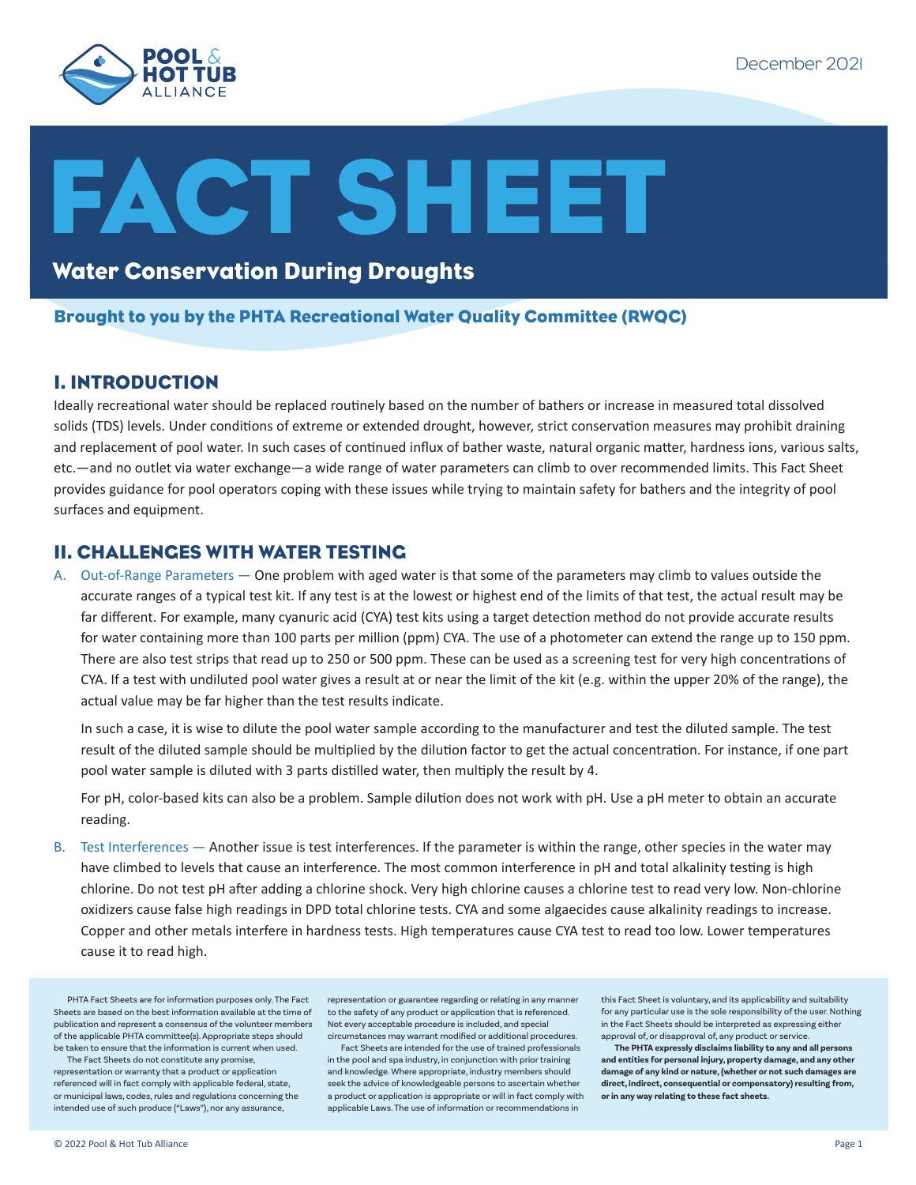Pool & Hot Tub Alliance

December 2021

# FACT SHEET

## Water Conservation During Droughts

**Brought to you by the PHTA Recreational Water Quality Committee (RWQC)**

## I. INTRODUCTION

Ideally recreational water should be replaced routinely based on the number of bathers or increase in measured total dissolved solids (TDS) levels. Under conditions of extreme or extended drought, however, strict conservation measures may prohibit draining and replacement of pool water. In such cases of continued influx of bather waste, natural organic matter, hardness ions, various salts, etc.—and no outlet via water exchange—a wide range of water parameters can climb to over recommended limits. This Fact Sheet provides guidance for pool operators coping with these issues while trying to maintain safety for bathers and the integrity of pool surfaces and equipment.

## II. CHALLENGES WITH WATER TESTING

A. Out-of-Range Parameters — One problem with aged water is that some of the parameters may climb to values outside the accurate ranges of a typical test kit. If any test is at the lowest or highest end of the limits of that test, the actual result may be far different. For example, many cyanuric acid (CYA) test kits using a target detection method do not provide accurate results for water containing more than 100 parts per million (ppm) CYA. The use of a photometer can extend the range up to 150 ppm. There are also test strips that read up to 250 or 500 ppm. These can be used as a screening test for very high concentrations of CYA. If a test with undiluted pool water gives a result at or near the limit of the kit (e.g. within the upper 20% of the range), the actual value may be far higher than the test results indicate.

   In such a case, it is wise to dilute the pool water sample according to the manufacturer and test the diluted sample. The test result of the diluted sample should be multiplied by the dilution factor to get the actual concentration. For instance, if one part pool water sample is diluted with 3 parts distilled water, then multiply the result by 4.

   For pH, color-based kits can also be a problem. Sample dilution does not work with pH. Use a pH meter to obtain an accurate reading.

B. Test Interferences — Another issue is test interferences. If the parameter is within the range, other species in the water may have climbed to levels that cause an interference. The most common interference in pH and total alkalinity testing is high chlorine. Do not test pH after adding a chlorine shock. Very high chlorine causes a chlorine test to read very low. Non-chlorine oxidizers cause false high readings in DPD total chlorine tests. CYA and some algaecides cause alkalinity readings to increase. Copper and other metals interfere in hardness tests. High temperatures cause CYA test to read too low. Lower temperatures cause it to read high.

PHTA Fact Sheets are for information purposes only. The Fact Sheets are based on the best information available at the time of publication and represent a consensus of the volunteer members of the applicable PHTA committee(s). Appropriate steps should be taken to ensure that the information is current when used.

The Fact Sheets do not constitute any promise, representation or warranty that a product or application referenced will in fact comply with applicable federal, state, or municipal laws, codes, rules and regulations concerning the intended use of such produce ("Laws"), nor any assurance, representation or guarantee regarding or relating in any manner to the safety of any product or application that is referenced. Not every acceptable procedure is included, and special circumstances may warrant modified or additional procedures.

Fact Sheets are intended for the use of trained professionals in the pool and spa industry, in conjunction with prior training and knowledge. Where appropriate, industry members should seek the advice of knowledgeable persons to ascertain whether a product or application is appropriate or will in fact comply with applicable Laws. The use of information or recommendations in this Fact Sheet is voluntary, and its applicability and suitability for any particular use is the sole responsibility of the user. Nothing in the Fact Sheets should be interpreted as expressing either approval of, or disapproval of, any product or service.

**The PHTA expressly disclaims liability to any and all persons and entities for personal injury, property damage, and any other damage of any kind or nature, (whether or not such damages are direct, indirect, consequential or compensatory) resulting from, or in any way relating to these fact sheets.**

© 2022 Pool & Hot Tub Alliance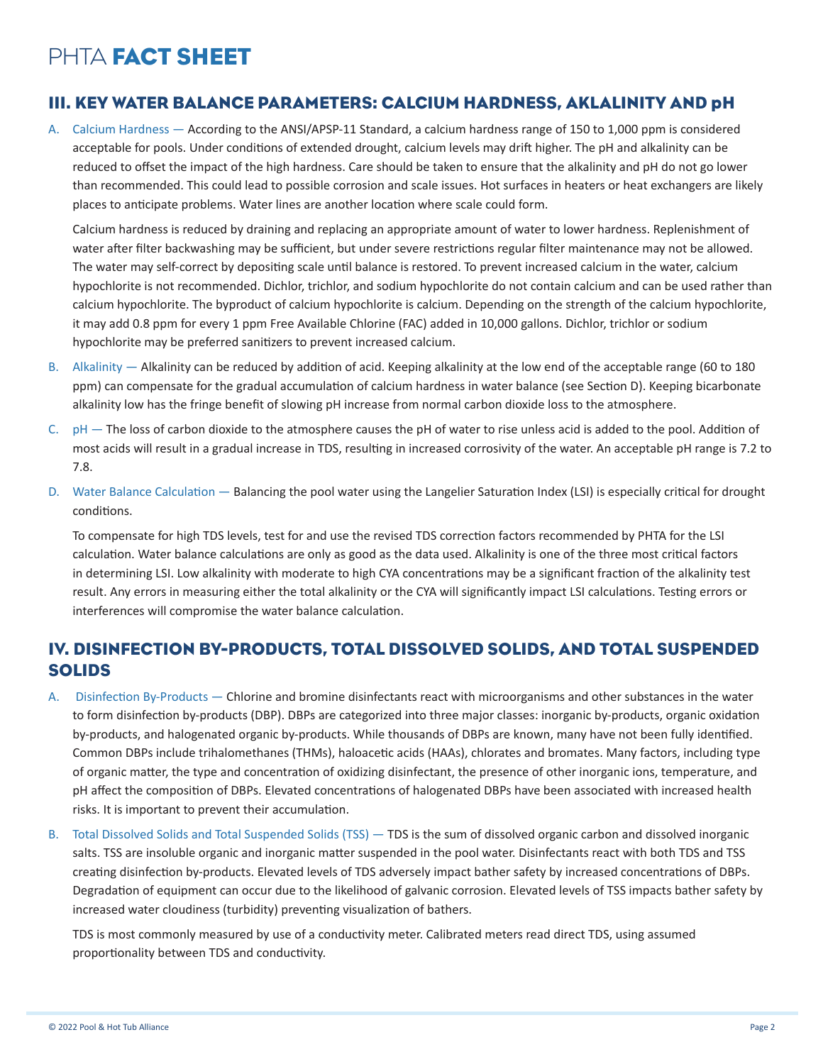## III. KEY WATER BALANCE PARAMETERS: CALCIUM HARDNESS, AKLALINITY AND pH

A. Calcium Hardness — According to the ANSI/APSP-11 Standard, a calcium hardness range of 150 to 1,000 ppm is considered acceptable for pools. Under conditions of extended drought, calcium levels may drift higher. The pH and alkalinity can be reduced to offset the impact of the high hardness. Care should be taken to ensure that the alkalinity and pH do not go lower than recommended. This could lead to possible corrosion and scale issues. Hot surfaces in heaters or heat exchangers are likely places to anticipate problems. Water lines are another location where scale could form.

   Calcium hardness is reduced by draining and replacing an appropriate amount of water to lower hardness. Replenishment of water after filter backwashing may be sufficient, but under severe restrictions regular filter maintenance may not be allowed. The water may self-correct by depositing scale until balance is restored. To prevent increased calcium in the water, calcium hypochlorite is not recommended. Dichlor, trichlor, and sodium hypochlorite do not contain calcium and can be used rather than calcium hypochlorite. The byproduct of calcium hypochlorite is calcium. Depending on the strength of the calcium hypochlorite, it may add 0.8 ppm for every 1 ppm Free Available Chlorine (FAC) added in 10,000 gallons. Dichlor, trichlor or sodium hypochlorite may be preferred sanitizers to prevent increased calcium.

B. Alkalinity — Alkalinity can be reduced by addition of acid. Keeping alkalinity at the low end of the acceptable range (60 to 180 ppm) can compensate for the gradual accumulation of calcium hardness in water balance (see Section D). Keeping bicarbonate alkalinity low has the fringe benefit of slowing pH increase from normal carbon dioxide loss to the atmosphere.

C. pH — The loss of carbon dioxide to the atmosphere causes the pH of water to rise unless acid is added to the pool. Addition of most acids will result in a gradual increase in TDS, resulting in increased corrosivity of the water. An acceptable pH range is 7.2 to 7.8.

D. Water Balance Calculation — Balancing the pool water using the Langelier Saturation Index (LSI) is especially critical for drought conditions.

   To compensate for high TDS levels, test for and use the revised TDS correction factors recommended by PHTA for the LSI calculation. Water balance calculations are only as good as the data used. Alkalinity is one of the three most critical factors in determining LSI. Low alkalinity with moderate to high CYA concentrations may be a significant fraction of the alkalinity test result. Any errors in measuring either the total alkalinity or the CYA will significantly impact LSI calculations. Testing errors or interferences will compromise the water balance calculation.

## IV. DISINFECTION BY-PRODUCTS, TOTAL DISSOLVED SOLIDS, AND TOTAL SUSPENDED SOLIDS

A. Disinfection By-Products — Chlorine and bromine disinfectants react with microorganisms and other substances in the water to form disinfection by-products (DBP). DBPs are categorized into three major classes: inorganic by-products, organic oxidation by-products, and halogenated organic by-products. While thousands of DBPs are known, many have not been fully identified. Common DBPs include trihalomethanes (THMs), haloacetic acids (HAAs), chlorates and bromates. Many factors, including type of organic matter, the type and concentration of oxidizing disinfectant, the presence of other inorganic ions, temperature, and pH affect the composition of DBPs. Elevated concentrations of halogenated DBPs have been associated with increased health risks. It is important to prevent their accumulation.

B. Total Dissolved Solids and Total Suspended Solids (TSS) — TDS is the sum of dissolved organic carbon and dissolved inorganic salts. TSS are insoluble organic and inorganic matter suspended in the pool water. Disinfectants react with both TDS and TSS creating disinfection by-products. Elevated levels of TDS adversely impact bather safety by increased concentrations of DBPs. Degradation of equipment can occur due to the likelihood of galvanic corrosion. Elevated levels of TSS impacts bather safety by increased water cloudiness (turbidity) preventing visualization of bathers.

   TDS is most commonly measured by use of a conductivity meter. Calibrated meters read direct TDS, using assumed proportionality between TDS and conductivity.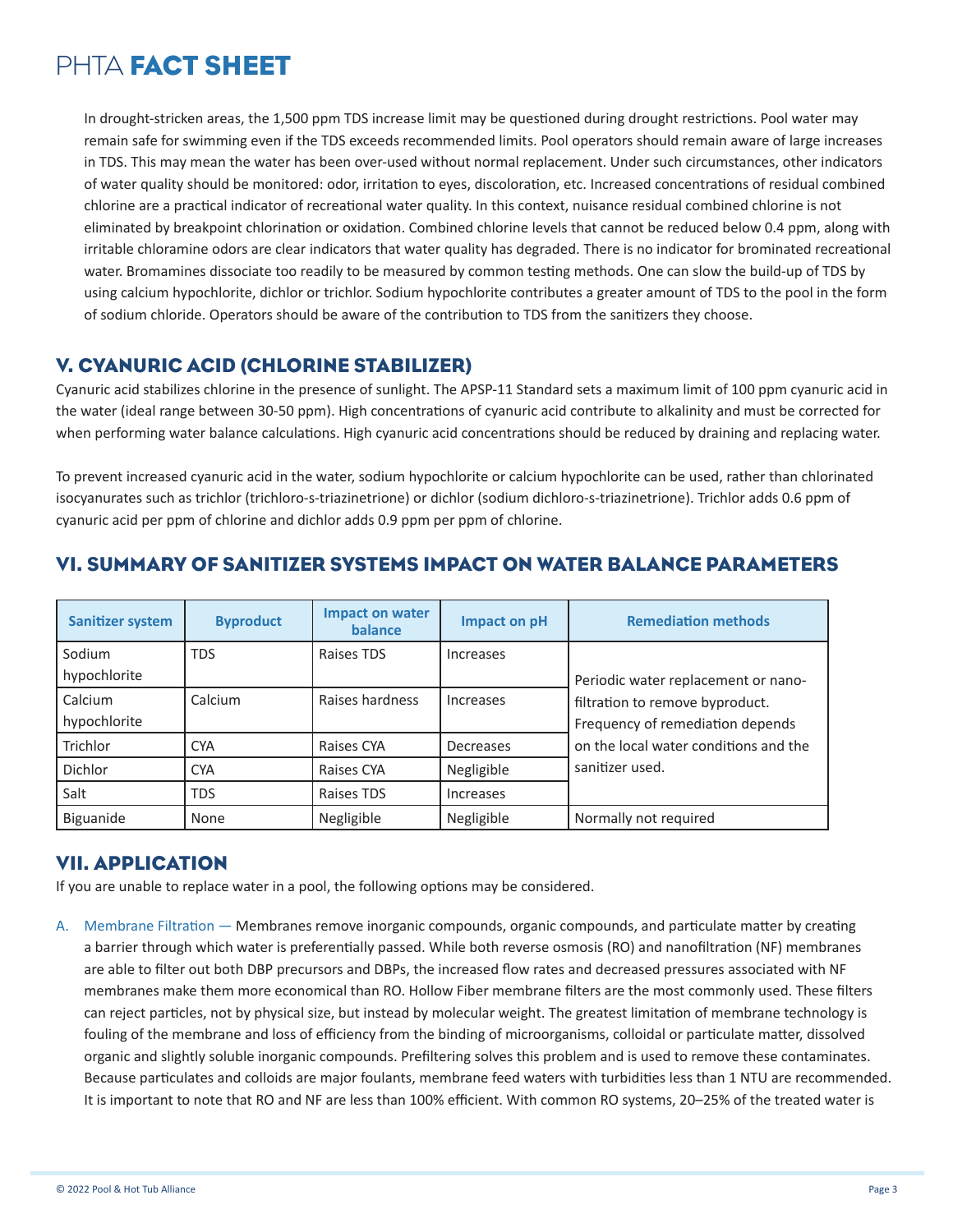In drought-stricken areas, the 1,500 ppm TDS increase limit may be questioned during drought restrictions. Pool water may remain safe for swimming even if the TDS exceeds recommended limits. Pool operators should remain aware of large increases in TDS. This may mean the water has been over-used without normal replacement. Under such circumstances, other indicators of water quality should be monitored: odor, irritation to eyes, discoloration, etc. Increased concentrations of residual combined chlorine are a practical indicator of recreational water quality. In this context, nuisance residual combined chlorine is not eliminated by breakpoint chlorination or oxidation. Combined chlorine levels that cannot be reduced below 0.4 ppm, along with irritable chloramine odors are clear indicators that water quality has degraded. There is no indicator for brominated recreational water. Bromamines dissociate too readily to be measured by common testing methods. One can slow the build-up of TDS by using calcium hypochlorite, dichlor or trichlor. Sodium hypochlorite contributes a greater amount of TDS to the pool in the form of sodium chloride. Operators should be aware of the contribution to TDS from the sanitizers they choose.

## V. CYANURIC ACID (CHLORINE STABILIZER)

Cyanuric acid stabilizes chlorine in the presence of sunlight. The APSP-11 Standard sets a maximum limit of 100 ppm cyanuric acid in the water (ideal range between 30-50 ppm). High concentrations of cyanuric acid contribute to alkalinity and must be corrected for when performing water balance calculations. High cyanuric acid concentrations should be reduced by draining and replacing water.

To prevent increased cyanuric acid in the water, sodium hypochlorite or calcium hypochlorite can be used, rather than chlorinated isocyanurates such as trichlor (trichloro-s-triazinetrione) or dichlor (sodium dichloro-s-triazinetrione). Trichlor adds 0.6 ppm of cyanuric acid per ppm of chlorine and dichlor adds 0.9 ppm per ppm of chlorine.

## VI. SUMMARY OF SANITIZER SYSTEMS IMPACT ON WATER BALANCE PARAMETERS

| Sanitizer system | Byproduct | Impact on water balance | Impact on pH | Remediation methods |
|---|---|---|---|---|
| Sodium hypochlorite | TDS | Raises TDS | Increases | Periodic water replacement or nano-filtration to remove byproduct. Frequency of remediation depends on the local water conditions and the sanitizer used. |
| Calcium hypochlorite | Calcium | Raises hardness | Increases | |
| Trichlor | CYA | Raises CYA | Decreases | |
| Dichlor | CYA | Raises CYA | Negligible | |
| Salt | TDS | Raises TDS | Increases | |
| Biguanide | None | Negligible | Negligible | Normally not required |

## VII. APPLICATION

If you are unable to replace water in a pool, the following options may be considered.

A. Membrane Filtration — Membranes remove inorganic compounds, organic compounds, and particulate matter by creating a barrier through which water is preferentially passed. While both reverse osmosis (RO) and nanofiltration (NF) membranes are able to filter out both DBP precursors and DBPs, the increased flow rates and decreased pressures associated with NF membranes make them more economical than RO. Hollow Fiber membrane filters are the most commonly used. These filters can reject particles, not by physical size, but instead by molecular weight. The greatest limitation of membrane technology is fouling of the membrane and loss of efficiency from the binding of microorganisms, colloidal or particulate matter, dissolved organic and slightly soluble inorganic compounds. Prefiltering solves this problem and is used to remove these contaminates. Because particulates and colloids are major foulants, membrane feed waters with turbidities less than 1 NTU are recommended. It is important to note that RO and NF are less than 100% efficient. With common RO systems, 20–25% of the treated water is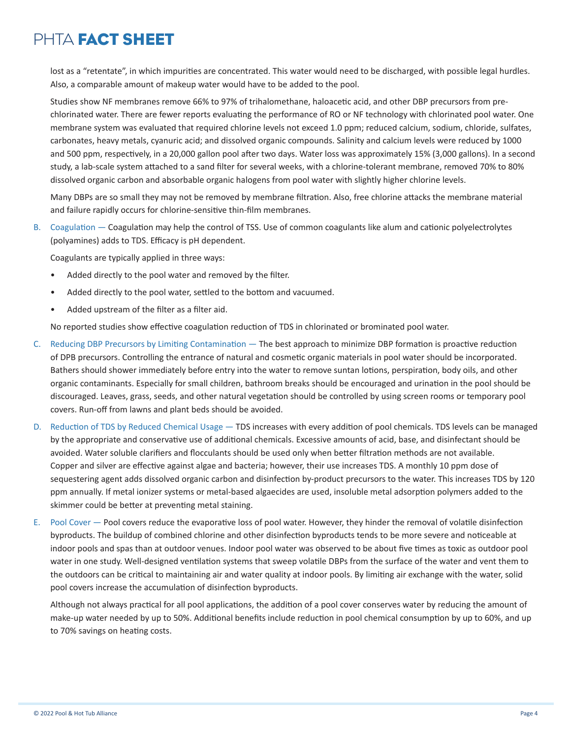lost as a "retentate", in which impurities are concentrated. This water would need to be discharged, with possible legal hurdles. Also, a comparable amount of makeup water would have to be added to the pool.

Studies show NF membranes remove 66% to 97% of trihalomethane, haloacetic acid, and other DBP precursors from pre-chlorinated water. There are fewer reports evaluating the performance of RO or NF technology with chlorinated pool water. One membrane system was evaluated that required chlorine levels not exceed 1.0 ppm; reduced calcium, sodium, chloride, sulfates, carbonates, heavy metals, cyanuric acid; and dissolved organic compounds. Salinity and calcium levels were reduced by 1000 and 500 ppm, respectively, in a 20,000 gallon pool after two days. Water loss was approximately 15% (3,000 gallons). In a second study, a lab-scale system attached to a sand filter for several weeks, with a chlorine-tolerant membrane, removed 70% to 80% dissolved organic carbon and absorbable organic halogens from pool water with slightly higher chlorine levels.

Many DBPs are so small they may not be removed by membrane filtration. Also, free chlorine attacks the membrane material and failure rapidly occurs for chlorine-sensitive thin-film membranes.

B. Coagulation — Coagulation may help the control of TSS. Use of common coagulants like alum and cationic polyelectrolytes (polyamines) adds to TDS. Efficacy is pH dependent.

   Coagulants are typically applied in three ways:

   - Added directly to the pool water and removed by the filter.
   - Added directly to the pool water, settled to the bottom and vacuumed.
   - Added upstream of the filter as a filter aid.

   No reported studies show effective coagulation reduction of TDS in chlorinated or brominated pool water.

C. Reducing DBP Precursors by Limiting Contamination — The best approach to minimize DBP formation is proactive reduction of DPB precursors. Controlling the entrance of natural and cosmetic organic materials in pool water should be incorporated. Bathers should shower immediately before entry into the water to remove suntan lotions, perspiration, body oils, and other organic contaminants. Especially for small children, bathroom breaks should be encouraged and urination in the pool should be discouraged. Leaves, grass, seeds, and other natural vegetation should be controlled by using screen rooms or temporary pool covers. Run-off from lawns and plant beds should be avoided.

D. Reduction of TDS by Reduced Chemical Usage — TDS increases with every addition of pool chemicals. TDS levels can be managed by the appropriate and conservative use of additional chemicals. Excessive amounts of acid, base, and disinfectant should be avoided. Water soluble clarifiers and flocculants should be used only when better filtration methods are not available. Copper and silver are effective against algae and bacteria; however, their use increases TDS. A monthly 10 ppm dose of sequestering agent adds dissolved organic carbon and disinfection by-product precursors to the water. This increases TDS by 120 ppm annually. If metal ionizer systems or metal-based algaecides are used, insoluble metal adsorption polymers added to the skimmer could be better at preventing metal staining.

E. Pool Cover — Pool covers reduce the evaporative loss of pool water. However, they hinder the removal of volatile disinfection byproducts. The buildup of combined chlorine and other disinfection byproducts tends to be more severe and noticeable at indoor pools and spas than at outdoor venues. Indoor pool water was observed to be about five times as toxic as outdoor pool water in one study. Well-designed ventilation systems that sweep volatile DBPs from the surface of the water and vent them to the outdoors can be critical to maintaining air and water quality at indoor pools. By limiting air exchange with the water, solid pool covers increase the accumulation of disinfection byproducts.

   Although not always practical for all pool applications, the addition of a pool cover conserves water by reducing the amount of make-up water needed by up to 50%. Additional benefits include reduction in pool chemical consumption by up to 60%, and up to 70% savings on heating costs.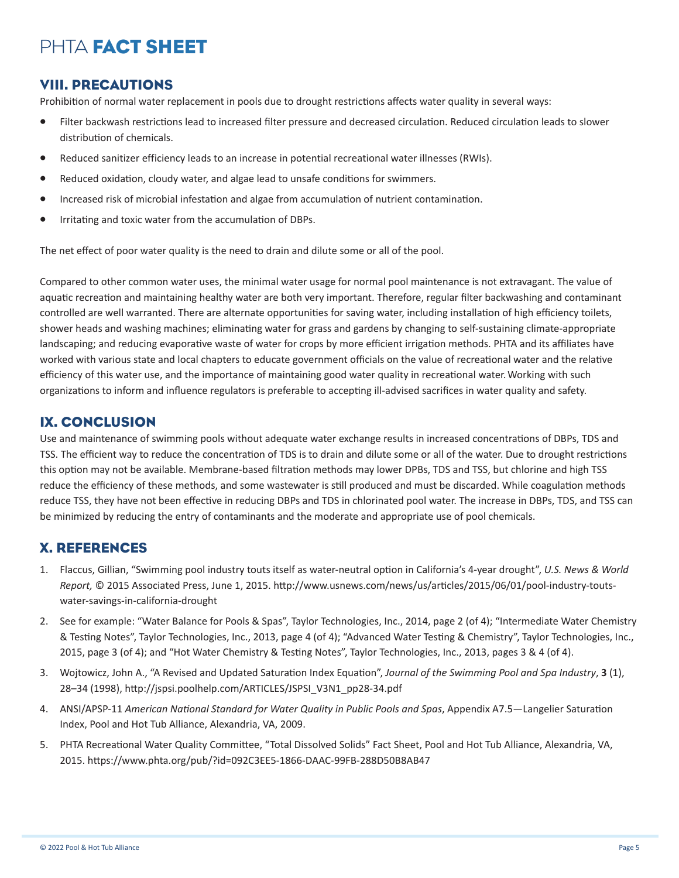## VIII. PRECAUTIONS

Prohibition of normal water replacement in pools due to drought restrictions affects water quality in several ways:

- Filter backwash restrictions lead to increased filter pressure and decreased circulation. Reduced circulation leads to slower distribution of chemicals.
- Reduced sanitizer efficiency leads to an increase in potential recreational water illnesses (RWIs).
- Reduced oxidation, cloudy water, and algae lead to unsafe conditions for swimmers.
- Increased risk of microbial infestation and algae from accumulation of nutrient contamination.
- Irritating and toxic water from the accumulation of DBPs.

The net effect of poor water quality is the need to drain and dilute some or all of the pool.

Compared to other common water uses, the minimal water usage for normal pool maintenance is not extravagant. The value of aquatic recreation and maintaining healthy water are both very important. Therefore, regular filter backwashing and contaminant controlled are well warranted. There are alternate opportunities for saving water, including installation of high efficiency toilets, shower heads and washing machines; eliminating water for grass and gardens by changing to self-sustaining climate-appropriate landscaping; and reducing evaporative waste of water for crops by more efficient irrigation methods. PHTA and its affiliates have worked with various state and local chapters to educate government officials on the value of recreational water and the relative efficiency of this water use, and the importance of maintaining good water quality in recreational water. Working with such organizations to inform and influence regulators is preferable to accepting ill-advised sacrifices in water quality and safety.

## IX. CONCLUSION

Use and maintenance of swimming pools without adequate water exchange results in increased concentrations of DBPs, TDS and TSS. The efficient way to reduce the concentration of TDS is to drain and dilute some or all of the water. Due to drought restrictions this option may not be available. Membrane-based filtration methods may lower DPBs, TDS and TSS, but chlorine and high TSS reduce the efficiency of these methods, and some wastewater is still produced and must be discarded. While coagulation methods reduce TSS, they have not been effective in reducing DBPs and TDS in chlorinated pool water. The increase in DBPs, TDS, and TSS can be minimized by reducing the entry of contaminants and the moderate and appropriate use of pool chemicals.

## X. REFERENCES

1. Flaccus, Gillian, "Swimming pool industry touts itself as water-neutral option in California's 4-year drought", *U.S. News & World Report,* © 2015 Associated Press, June 1, 2015. http://www.usnews.com/news/us/articles/2015/06/01/pool-industry-touts-water-savings-in-california-drought
2. See for example: "Water Balance for Pools & Spas", Taylor Technologies, Inc., 2014, page 2 (of 4); "Intermediate Water Chemistry & Testing Notes", Taylor Technologies, Inc., 2013, page 4 (of 4); "Advanced Water Testing & Chemistry", Taylor Technologies, Inc., 2015, page 3 (of 4); and "Hot Water Chemistry & Testing Notes", Taylor Technologies, Inc., 2013, pages 3 & 4 (of 4).
3. Wojtowicz, John A., "A Revised and Updated Saturation Index Equation", *Journal of the Swimming Pool and Spa Industry*, **3** (1), 28–34 (1998), http://jspsi.poolhelp.com/ARTICLES/JSPSI_V3N1_pp28-34.pdf
4. ANSI/APSP-11 *American National Standard for Water Quality in Public Pools and Spas*, Appendix A7.5—Langelier Saturation Index, Pool and Hot Tub Alliance, Alexandria, VA, 2009.
5. PHTA Recreational Water Quality Committee, "Total Dissolved Solids" Fact Sheet, Pool and Hot Tub Alliance, Alexandria, VA, 2015. https://www.phta.org/pub/?id=092C3EE5-1866-DAAC-99FB-288D50B8AB47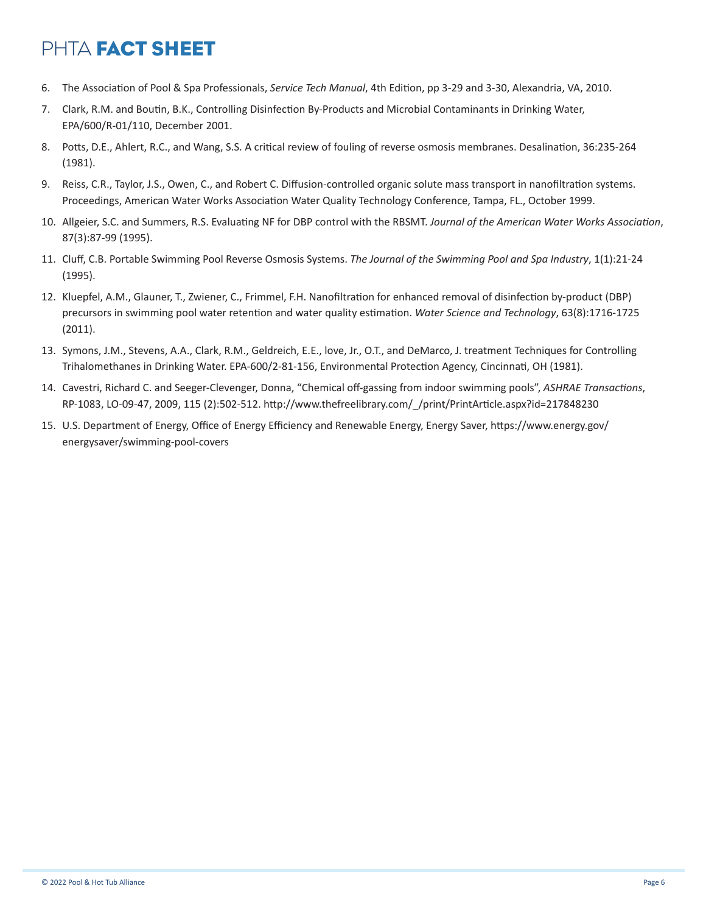6. The Association of Pool & Spa Professionals, *Service Tech Manual*, 4th Edition, pp 3-29 and 3-30, Alexandria, VA, 2010.
7. Clark, R.M. and Boutin, B.K., Controlling Disinfection By-Products and Microbial Contaminants in Drinking Water, EPA/600/R-01/110, December 2001.
8. Potts, D.E., Ahlert, R.C., and Wang, S.S. A critical review of fouling of reverse osmosis membranes. Desalination, 36:235-264 (1981).
9. Reiss, C.R., Taylor, J.S., Owen, C., and Robert C. Diffusion-controlled organic solute mass transport in nanofiltration systems. Proceedings, American Water Works Association Water Quality Technology Conference, Tampa, FL., October 1999.
10. Allgeier, S.C. and Summers, R.S. Evaluating NF for DBP control with the RBSMT. *Journal of the American Water Works Association*, 87(3):87-99 (1995).
11. Cluff, C.B. Portable Swimming Pool Reverse Osmosis Systems. *The Journal of the Swimming Pool and Spa Industry*, 1(1):21-24 (1995).
12. Kluepfel, A.M., Glauner, T., Zwiener, C., Frimmel, F.H. Nanofiltration for enhanced removal of disinfection by-product (DBP) precursors in swimming pool water retention and water quality estimation. *Water Science and Technology*, 63(8):1716-1725 (2011).
13. Symons, J.M., Stevens, A.A., Clark, R.M., Geldreich, E.E., love, Jr., O.T., and DeMarco, J. treatment Techniques for Controlling Trihalomethanes in Drinking Water. EPA-600/2-81-156, Environmental Protection Agency, Cincinnati, OH (1981).
14. Cavestri, Richard C. and Seeger-Clevenger, Donna, "Chemical off-gassing from indoor swimming pools", *ASHRAE Transactions*, RP-1083, LO-09-47, 2009, 115 (2):502-512. http://www.thefreelibrary.com/_/print/PrintArticle.aspx?id=217848230
15. U.S. Department of Energy, Office of Energy Efficiency and Renewable Energy, Energy Saver, https://www.energy.gov/energysaver/swimming-pool-covers